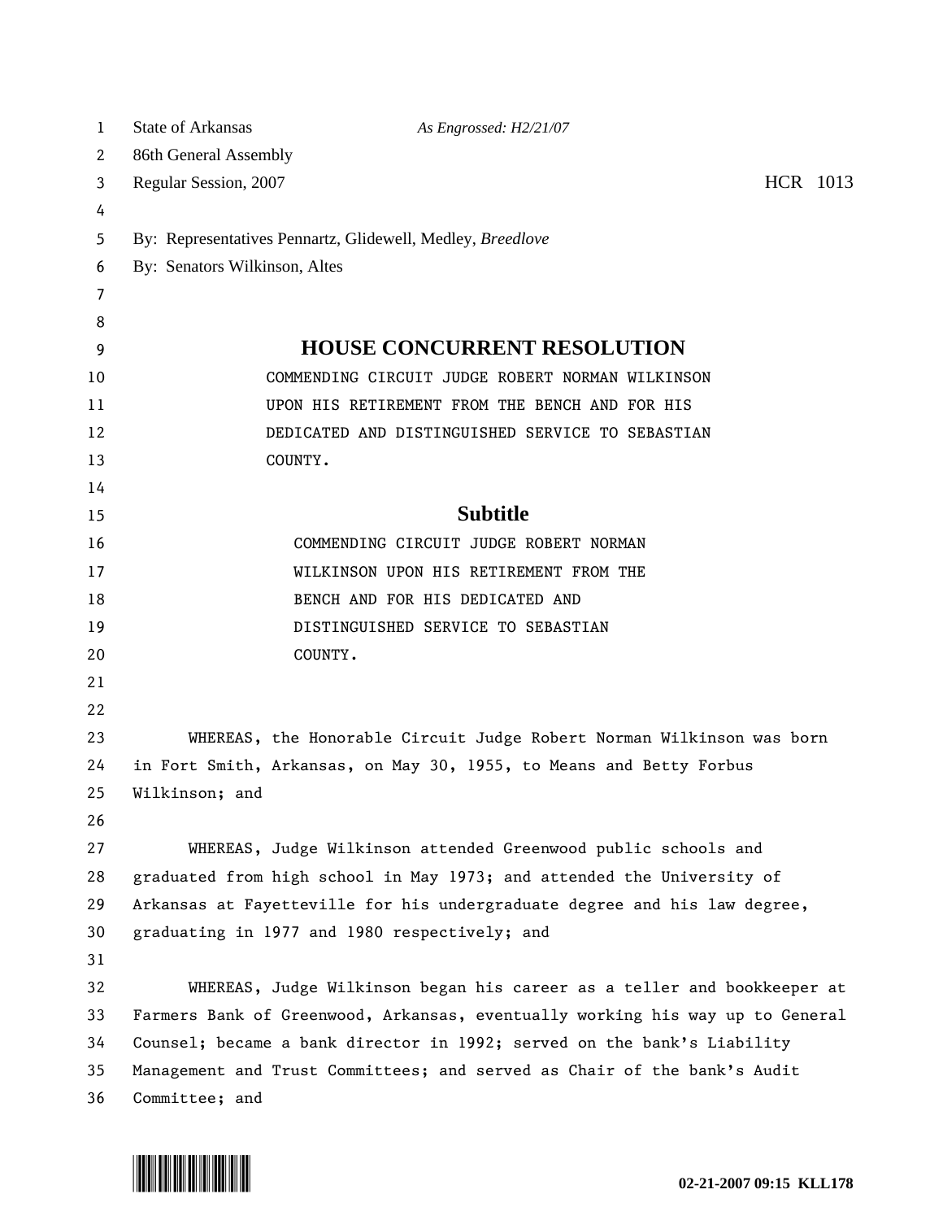State of Arkansas *As Engrossed: H2/21/07*
86th General Assembly
Regular Session, 2007 HCR 1013

By: Representatives Pennartz, Glidewell, Medley, *Breedlove*
By: Senators Wilkinson, Altes

# HOUSE CONCURRENT RESOLUTION

COMMENDING CIRCUIT JUDGE ROBERT NORMAN WILKINSON UPON HIS RETIREMENT FROM THE BENCH AND FOR HIS DEDICATED AND DISTINGUISHED SERVICE TO SEBASTIAN COUNTY.

## Subtitle

COMMENDING CIRCUIT JUDGE ROBERT NORMAN WILKINSON UPON HIS RETIREMENT FROM THE BENCH AND FOR HIS DEDICATED AND DISTINGUISHED SERVICE TO SEBASTIAN COUNTY.

WHEREAS, the Honorable Circuit Judge Robert Norman Wilkinson was born in Fort Smith, Arkansas, on May 30, 1955, to Means and Betty Forbus Wilkinson; and

WHEREAS, Judge Wilkinson attended Greenwood public schools and graduated from high school in May 1973; and attended the University of Arkansas at Fayetteville for his undergraduate degree and his law degree, graduating in 1977 and 1980 respectively; and

WHEREAS, Judge Wilkinson began his career as a teller and bookkeeper at Farmers Bank of Greenwood, Arkansas, eventually working his way up to General Counsel; became a bank director in 1992; served on the bank's Liability Management and Trust Committees; and served as Chair of the bank's Audit Committee; and

02-21-2007 09:15 KLL178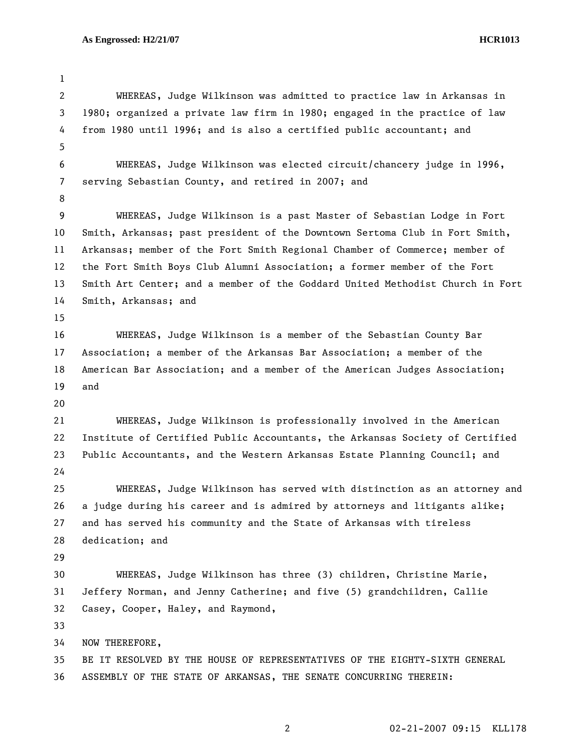WHEREAS, Judge Wilkinson was admitted to practice law in Arkansas in 1980; organized a private law firm in 1980; engaged in the practice of law from 1980 until 1996; and is also a certified public accountant; and

WHEREAS, Judge Wilkinson was elected circuit/chancery judge in 1996, serving Sebastian County, and retired in 2007; and

WHEREAS, Judge Wilkinson is a past Master of Sebastian Lodge in Fort Smith, Arkansas; past president of the Downtown Sertoma Club in Fort Smith, Arkansas; member of the Fort Smith Regional Chamber of Commerce; member of the Fort Smith Boys Club Alumni Association; a former member of the Fort Smith Art Center; and a member of the Goddard United Methodist Church in Fort Smith, Arkansas; and

WHEREAS, Judge Wilkinson is a member of the Sebastian County Bar Association; a member of the Arkansas Bar Association; a member of the American Bar Association; and a member of the American Judges Association; and

WHEREAS, Judge Wilkinson is professionally involved in the American Institute of Certified Public Accountants, the Arkansas Society of Certified Public Accountants, and the Western Arkansas Estate Planning Council; and

WHEREAS, Judge Wilkinson has served with distinction as an attorney and a judge during his career and is admired by attorneys and litigants alike; and has served his community and the State of Arkansas with tireless dedication; and

WHEREAS, Judge Wilkinson has three (3) children, Christine Marie, Jeffery Norman, and Jenny Catherine; and five (5) grandchildren, Callie Casey, Cooper, Haley, and Raymond,

NOW THEREFORE,
BE IT RESOLVED BY THE HOUSE OF REPRESENTATIVES OF THE EIGHTY-SIXTH GENERAL ASSEMBLY OF THE STATE OF ARKANSAS, THE SENATE CONCURRING THEREIN: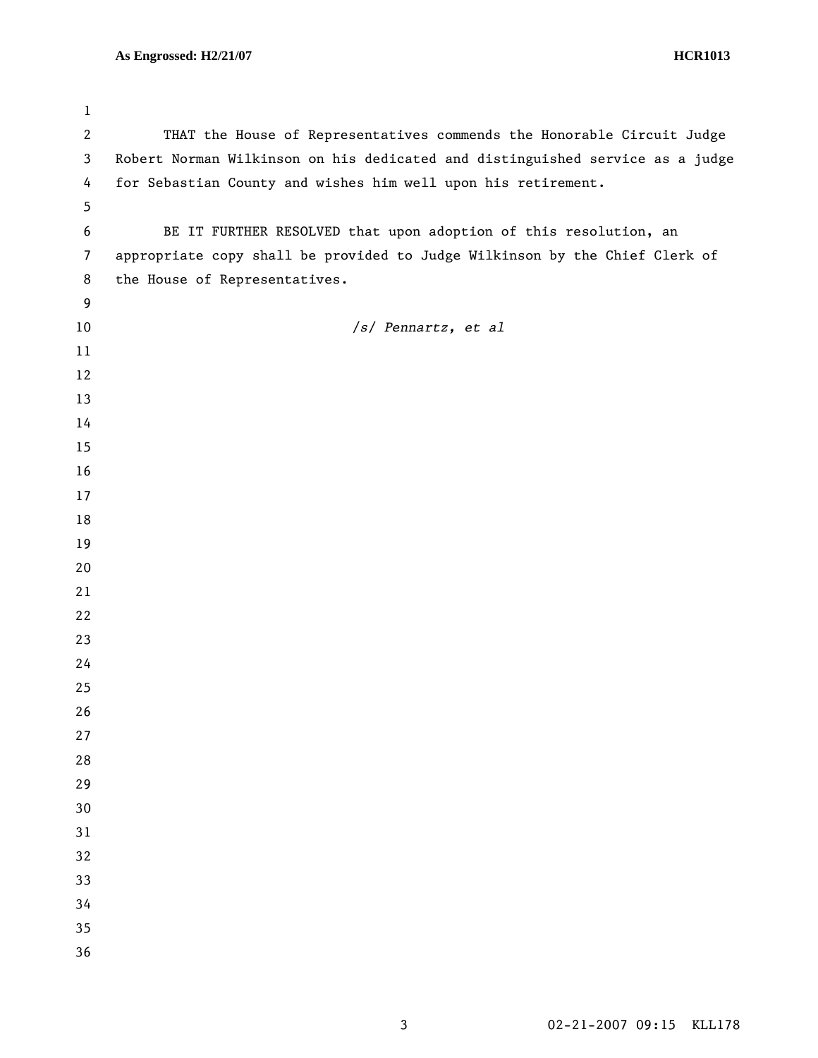THAT the House of Representatives commends the Honorable Circuit Judge Robert Norman Wilkinson on his dedicated and distinguished service as a judge for Sebastian County and wishes him well upon his retirement.

BE IT FURTHER RESOLVED that upon adoption of this resolution, an appropriate copy shall be provided to Judge Wilkinson by the Chief Clerk of the House of Representatives.

*/s/ Pennartz, et al*